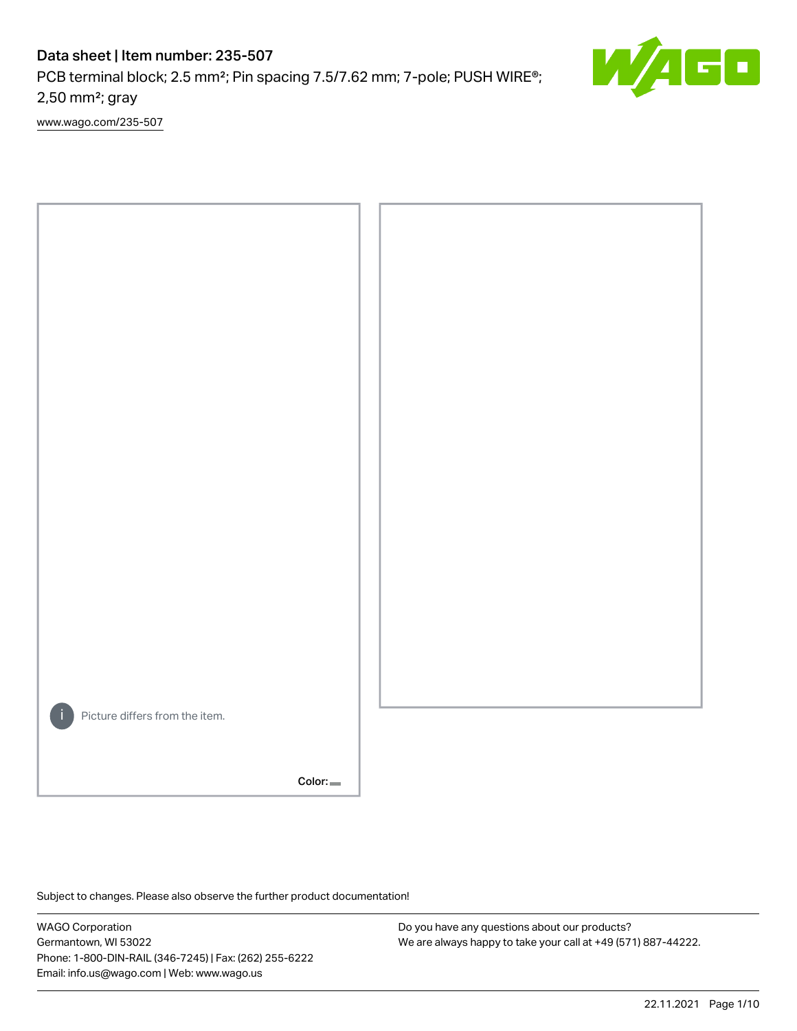# Data sheet | Item number: 235-507

PCB terminal block; 2.5 mm²; Pin spacing 7.5/7.62 mm; 7-pole; PUSH WIRE®; 2,50 mm²; gray

www.wago.com/235-507

Picture differs from the item.

Color:

Subject to changes. Please also observe the further product documentation!

WAGO Corporation
Germantown, WI 53022
Phone: 1-800-DIN-RAIL (346-7245) | Fax: (262) 255-6222
Email: info.us@wago.com | Web: www.wago.us

Do you have any questions about our products?
We are always happy to take your call at +49 (571) 887-44222.

22.11.2021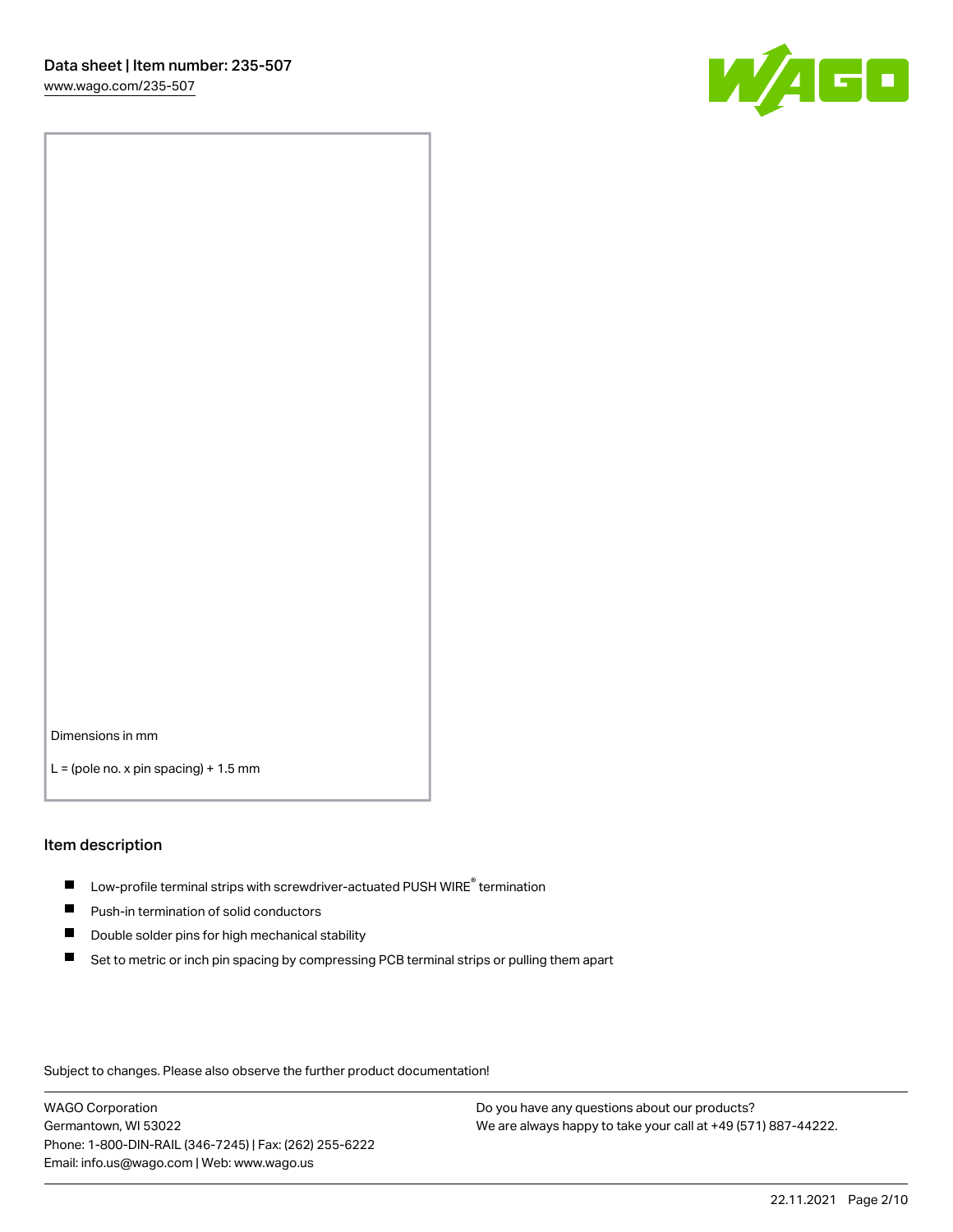Dimensions in mm

L = (pole no. x pin spacing) + 1.5 mm

## Item description

- Low-profile terminal strips with screwdriver-actuated PUSH WIRE® termination
- Push-in termination of solid conductors
- Double solder pins for high mechanical stability
- Set to metric or inch pin spacing by compressing PCB terminal strips or pulling them apart

Subject to changes. Please also observe the further product documentation!

WAGO Corporation
Germantown, WI 53022
Phone: 1-800-DIN-RAIL (346-7245) | Fax: (262) 255-6222
Email: info.us@wago.com | Web: www.wago.us

Do you have any questions about our products?
We are always happy to take your call at +49 (571) 887-44222.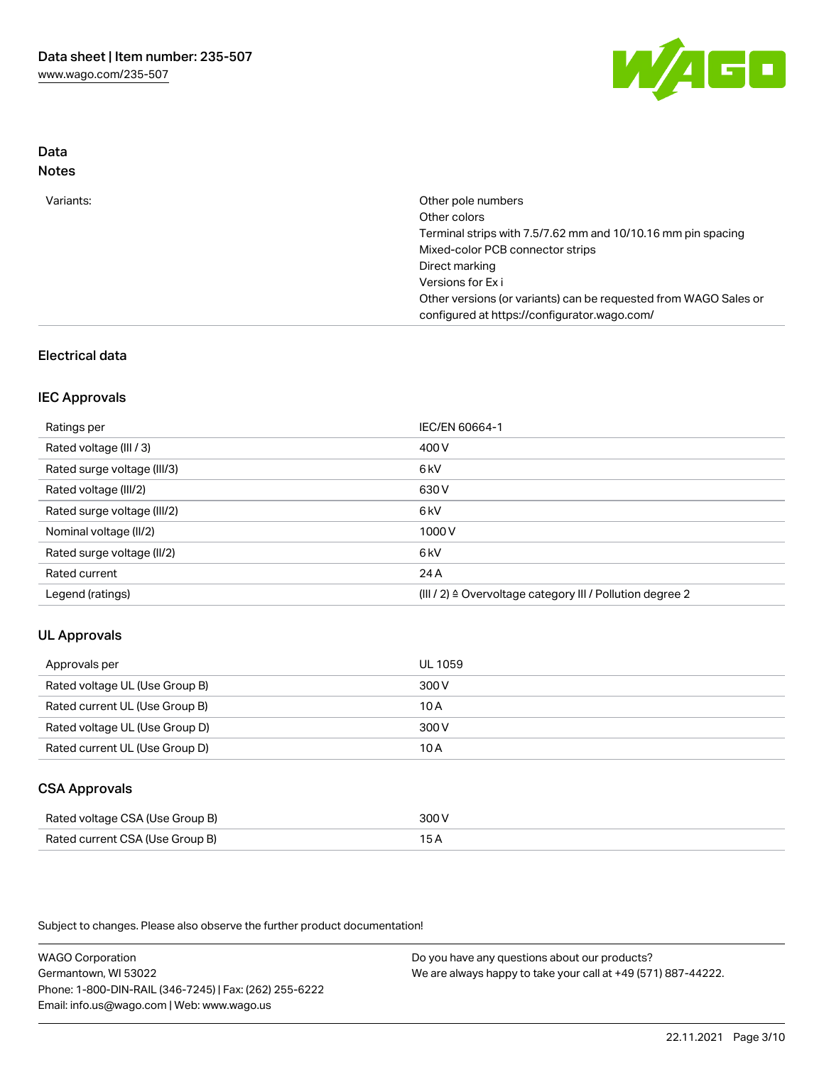## Data

### Notes

| | |
|---|---|
| Variants: | Other pole numbers<br>Other colors<br>Terminal strips with 7.5/7.62 mm and 10/10.16 mm pin spacing<br>Mixed-color PCB connector strips<br>Direct marking<br>Versions for Ex i<br>Other versions (or variants) can be requested from WAGO Sales or configured at https://configurator.wago.com/ |

## Electrical data

### IEC Approvals

| | |
|---|---|
| Ratings per | IEC/EN 60664-1 |
| Rated voltage (III / 3) | 400 V |
| Rated surge voltage (III/3) | 6 kV |
| Rated voltage (III/2) | 630 V |
| Rated surge voltage (III/2) | 6 kV |
| Nominal voltage (II/2) | 1000 V |
| Rated surge voltage (II/2) | 6 kV |
| Rated current | 24 A |
| Legend (ratings) | (III / 2) ≙ Overvoltage category III / Pollution degree 2 |

### UL Approvals

| | |
|---|---|
| Approvals per | UL 1059 |
| Rated voltage UL (Use Group B) | 300 V |
| Rated current UL (Use Group B) | 10 A |
| Rated voltage UL (Use Group D) | 300 V |
| Rated current UL (Use Group D) | 10 A |

### CSA Approvals

| | |
|---|---|
| Rated voltage CSA (Use Group B) | 300 V |
| Rated current CSA (Use Group B) | 15 A |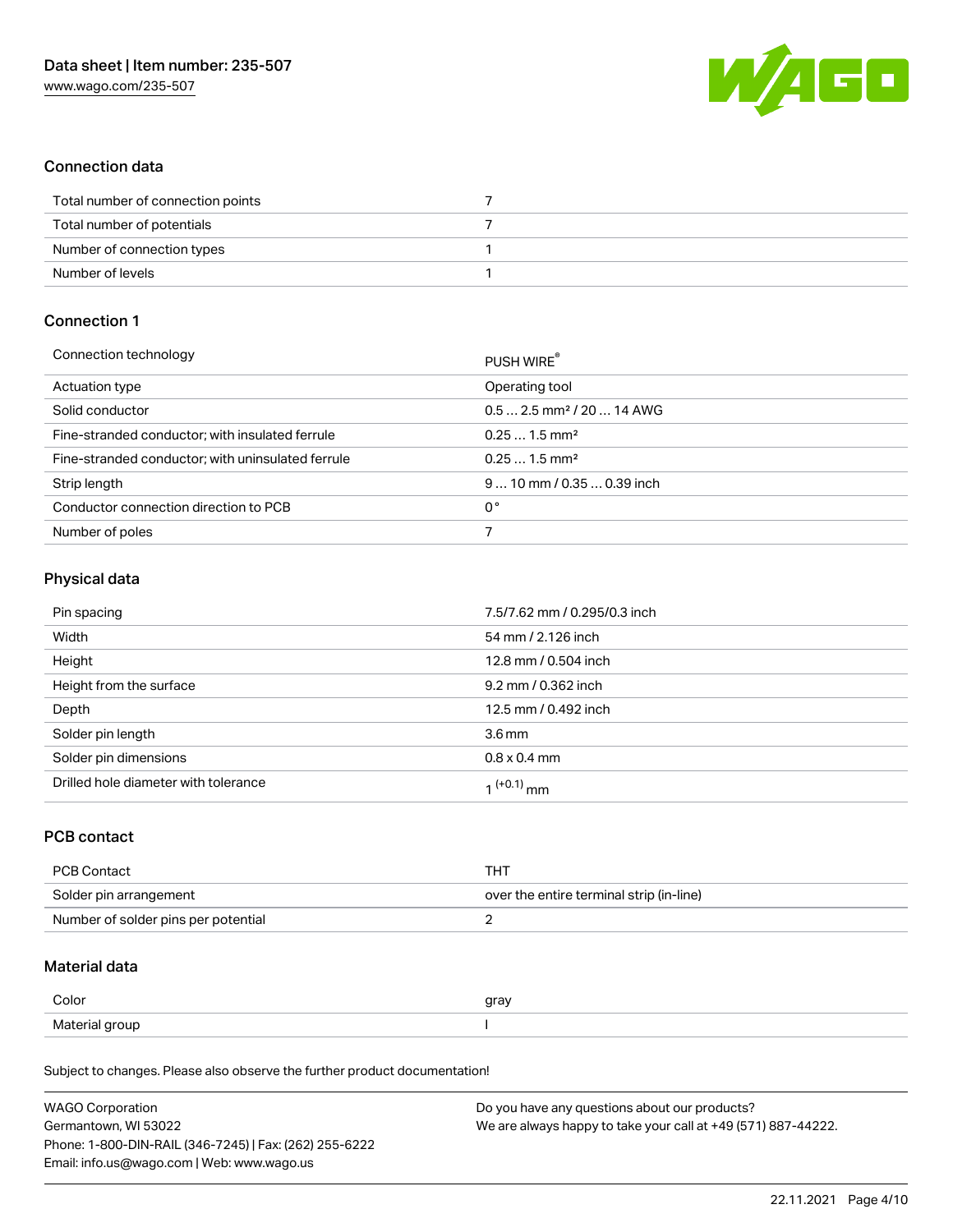## Connection data

| | |
|---|---|
| Total number of connection points | 7 |
| Total number of potentials | 7 |
| Number of connection types | 1 |
| Number of levels | 1 |

## Connection 1

| | |
|---|---|
| Connection technology | PUSH WIRE® |
| Actuation type | Operating tool |
| Solid conductor | 0.5 … 2.5 mm² / 20 … 14 AWG |
| Fine-stranded conductor; with insulated ferrule | 0.25 … 1.5 mm² |
| Fine-stranded conductor; with uninsulated ferrule | 0.25 … 1.5 mm² |
| Strip length | 9 … 10 mm / 0.35 … 0.39 inch |
| Conductor connection direction to PCB | 0° |
| Number of poles | 7 |

## Physical data

| | |
|---|---|
| Pin spacing | 7.5/7.62 mm / 0.295/0.3 inch |
| Width | 54 mm / 2.126 inch |
| Height | 12.8 mm / 0.504 inch |
| Height from the surface | 9.2 mm / 0.362 inch |
| Depth | 12.5 mm / 0.492 inch |
| Solder pin length | 3.6 mm |
| Solder pin dimensions | 0.8 x 0.4 mm |
| Drilled hole diameter with tolerance | $1^{(+0.1)}$ mm |

## PCB contact

| | |
|---|---|
| PCB Contact | THT |
| Solder pin arrangement | over the entire terminal strip (in-line) |
| Number of solder pins per potential | 2 |

## Material data

| | |
|---|---|
| Color | gray |
| Material group | I |

Subject to changes. Please also observe the further product documentation!

WAGO Corporation
Germantown, WI 53022
Phone: 1-800-DIN-RAIL (346-7245) | Fax: (262) 255-6222
Email: info.us@wago.com | Web: www.wago.us

Do you have any questions about our products?
We are always happy to take your call at +49 (571) 887-44222.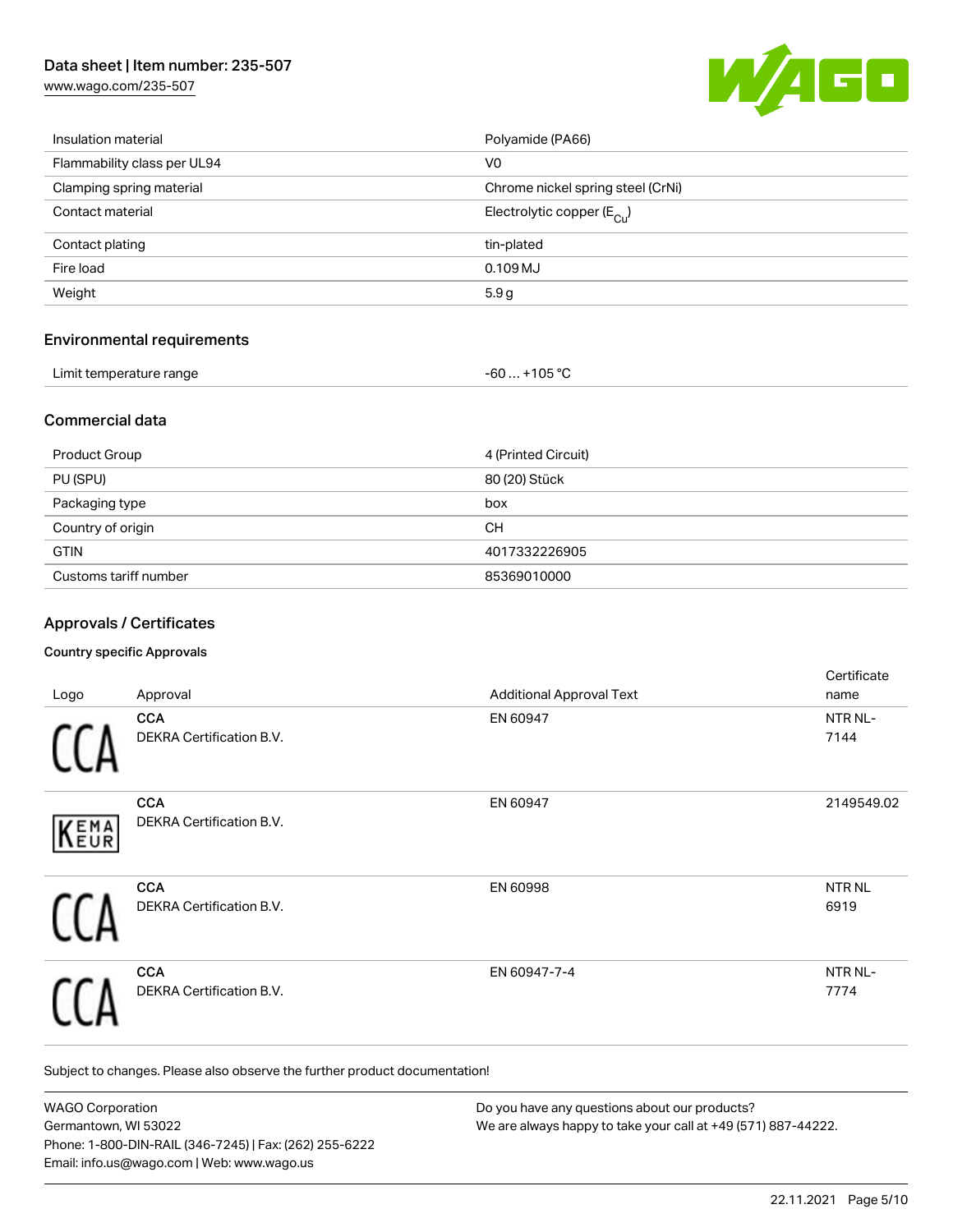| | |
|---|---|
| Insulation material | Polyamide (PA66) |
| Flammability class per UL94 | V0 |
| Clamping spring material | Chrome nickel spring steel (CrNi) |
| Contact material | Electrolytic copper ($E_{Cu}$) |
| Contact plating | tin-plated |
| Fire load | 0.109 MJ |
| Weight | 5.9 g |

## Environmental requirements

| | |
|---|---|
| Limit temperature range | -60 … +105 °C |

## Commercial data

| | |
|---|---|
| Product Group | 4 (Printed Circuit) |
| PU (SPU) | 80 (20) Stück |
| Packaging type | box |
| Country of origin | CH |
| GTIN | 4017332226905 |
| Customs tariff number | 85369010000 |

## Approvals / Certificates

### Country specific Approvals

| Logo | Approval | Additional Approval Text | Certificate name |
|---|---|---|---|
| CCA | **CCA** DEKRA Certification B.V. | EN 60947 | NTR NL-7144 |
| KEMA EUR | **CCA** DEKRA Certification B.V. | EN 60947 | 2149549.02 |
| CCA | **CCA** DEKRA Certification B.V. | EN 60998 | NTR NL 6919 |
| CCA | **CCA** DEKRA Certification B.V. | EN 60947-7-4 | NTR NL-7774 |

Subject to changes. Please also observe the further product documentation!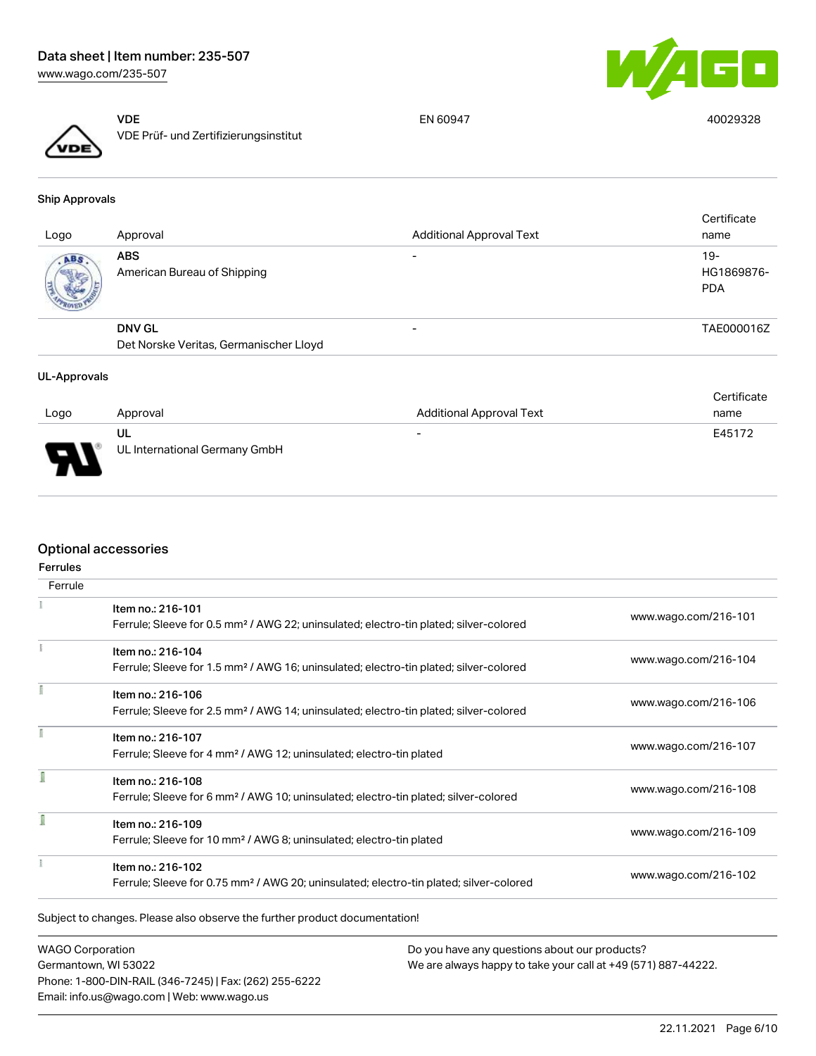| Logo | Approval | Additional Approval Text | Certificate name |
|---|---|---|---|
| | **VDE**<br>VDE Prüf- und Zertifizierungsinstitut | EN 60947 | 40029328 |

### Ship Approvals

| Logo | Approval | Additional Approval Text | Certificate name |
|---|---|---|---|
| | **ABS**<br>American Bureau of Shipping | - | 19-HG1869876-PDA |
| | **DNV GL**<br>Det Norske Veritas, Germanischer Lloyd | - | TAE000016Z |

### UL-Approvals

| Logo | Approval | Additional Approval Text | Certificate name |
|---|---|---|---|
| | **UL**<br>UL International Germany GmbH | - | E45172 |

## Optional accessories

### Ferrules

| Ferrule | | |
|---|---|---|
| | Item no.: 216-101<br>Ferrule; Sleeve for 0.5 mm² / AWG 22; uninsulated; electro-tin plated; silver-colored | www.wago.com/216-101 |
| | Item no.: 216-104<br>Ferrule; Sleeve for 1.5 mm² / AWG 16; uninsulated; electro-tin plated; silver-colored | www.wago.com/216-104 |
| | Item no.: 216-106<br>Ferrule; Sleeve for 2.5 mm² / AWG 14; uninsulated; electro-tin plated; silver-colored | www.wago.com/216-106 |
| | Item no.: 216-107<br>Ferrule; Sleeve for 4 mm² / AWG 12; uninsulated; electro-tin plated | www.wago.com/216-107 |
| | Item no.: 216-108<br>Ferrule; Sleeve for 6 mm² / AWG 10; uninsulated; electro-tin plated; silver-colored | www.wago.com/216-108 |
| | Item no.: 216-109<br>Ferrule; Sleeve for 10 mm² / AWG 8; uninsulated; electro-tin plated | www.wago.com/216-109 |
| | Item no.: 216-102<br>Ferrule; Sleeve for 0.75 mm² / AWG 20; uninsulated; electro-tin plated; silver-colored | www.wago.com/216-102 |

Subject to changes. Please also observe the further product documentation!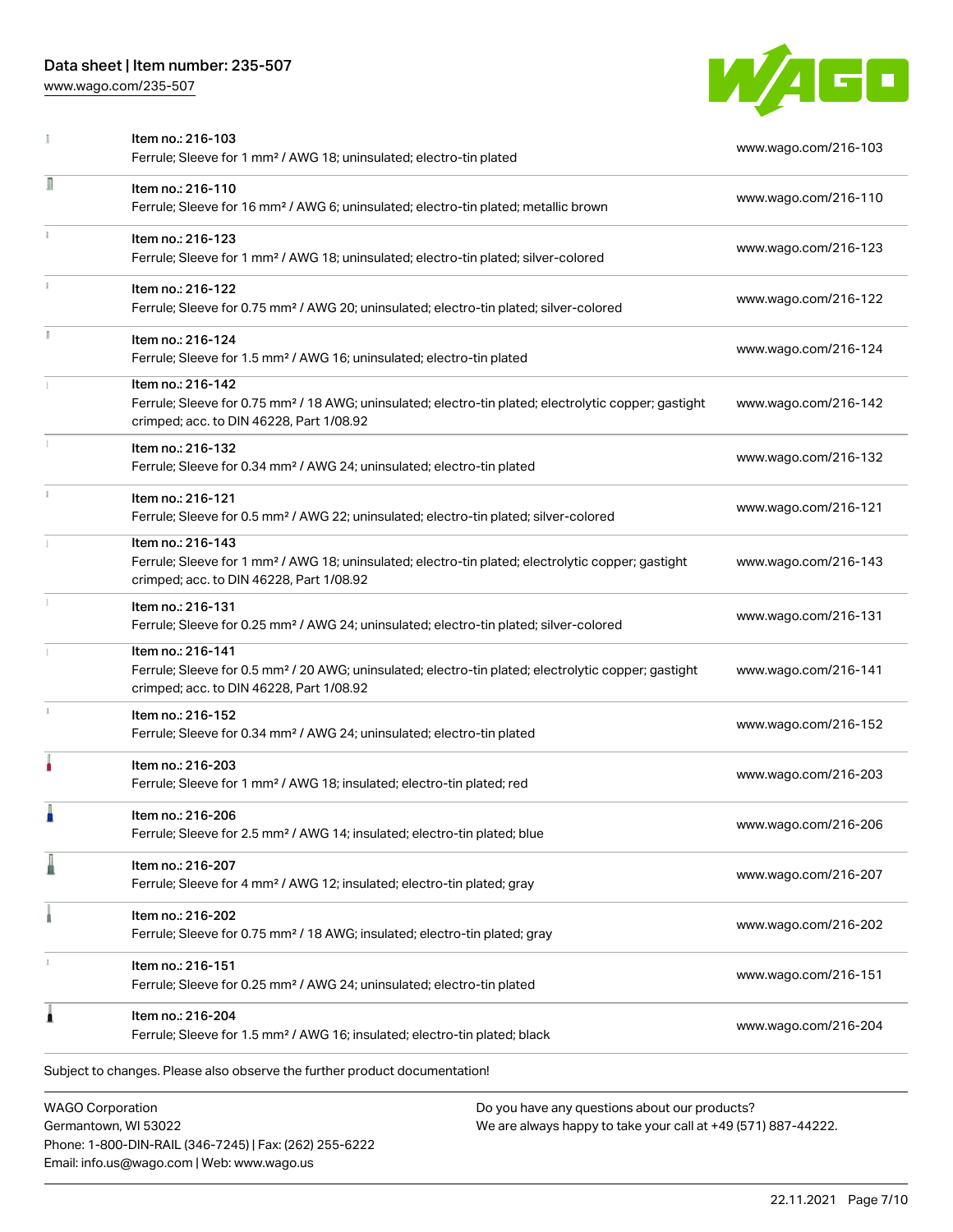| Item | URL |
| --- | --- |
| Item no.: 216-103<br>Ferrule; Sleeve for 1 mm² / AWG 18; uninsulated; electro-tin plated | www.wago.com/216-103 |
| Item no.: 216-110<br>Ferrule; Sleeve for 16 mm² / AWG 6; uninsulated; electro-tin plated; metallic brown | www.wago.com/216-110 |
| Item no.: 216-123<br>Ferrule; Sleeve for 1 mm² / AWG 18; uninsulated; electro-tin plated; silver-colored | www.wago.com/216-123 |
| Item no.: 216-122<br>Ferrule; Sleeve for 0.75 mm² / AWG 20; uninsulated; electro-tin plated; silver-colored | www.wago.com/216-122 |
| Item no.: 216-124<br>Ferrule; Sleeve for 1.5 mm² / AWG 16; uninsulated; electro-tin plated | www.wago.com/216-124 |
| Item no.: 216-142<br>Ferrule; Sleeve for 0.75 mm² / 18 AWG; uninsulated; electro-tin plated; electrolytic copper; gastight crimped; acc. to DIN 46228, Part 1/08.92 | www.wago.com/216-142 |
| Item no.: 216-132<br>Ferrule; Sleeve for 0.34 mm² / AWG 24; uninsulated; electro-tin plated | www.wago.com/216-132 |
| Item no.: 216-121<br>Ferrule; Sleeve for 0.5 mm² / AWG 22; uninsulated; electro-tin plated; silver-colored | www.wago.com/216-121 |
| Item no.: 216-143<br>Ferrule; Sleeve for 1 mm² / AWG 18; uninsulated; electro-tin plated; electrolytic copper; gastight crimped; acc. to DIN 46228, Part 1/08.92 | www.wago.com/216-143 |
| Item no.: 216-131<br>Ferrule; Sleeve for 0.25 mm² / AWG 24; uninsulated; electro-tin plated; silver-colored | www.wago.com/216-131 |
| Item no.: 216-141<br>Ferrule; Sleeve for 0.5 mm² / 20 AWG; uninsulated; electro-tin plated; electrolytic copper; gastight crimped; acc. to DIN 46228, Part 1/08.92 | www.wago.com/216-141 |
| Item no.: 216-152<br>Ferrule; Sleeve for 0.34 mm² / AWG 24; uninsulated; electro-tin plated | www.wago.com/216-152 |
| Item no.: 216-203<br>Ferrule; Sleeve for 1 mm² / AWG 18; insulated; electro-tin plated; red | www.wago.com/216-203 |
| Item no.: 216-206<br>Ferrule; Sleeve for 2.5 mm² / AWG 14; insulated; electro-tin plated; blue | www.wago.com/216-206 |
| Item no.: 216-207<br>Ferrule; Sleeve for 4 mm² / AWG 12; insulated; electro-tin plated; gray | www.wago.com/216-207 |
| Item no.: 216-202<br>Ferrule; Sleeve for 0.75 mm² / 18 AWG; insulated; electro-tin plated; gray | www.wago.com/216-202 |
| Item no.: 216-151<br>Ferrule; Sleeve for 0.25 mm² / AWG 24; uninsulated; electro-tin plated | www.wago.com/216-151 |
| Item no.: 216-204<br>Ferrule; Sleeve for 1.5 mm² / AWG 16; insulated; electro-tin plated; black | www.wago.com/216-204 |

Subject to changes. Please also observe the further product documentation!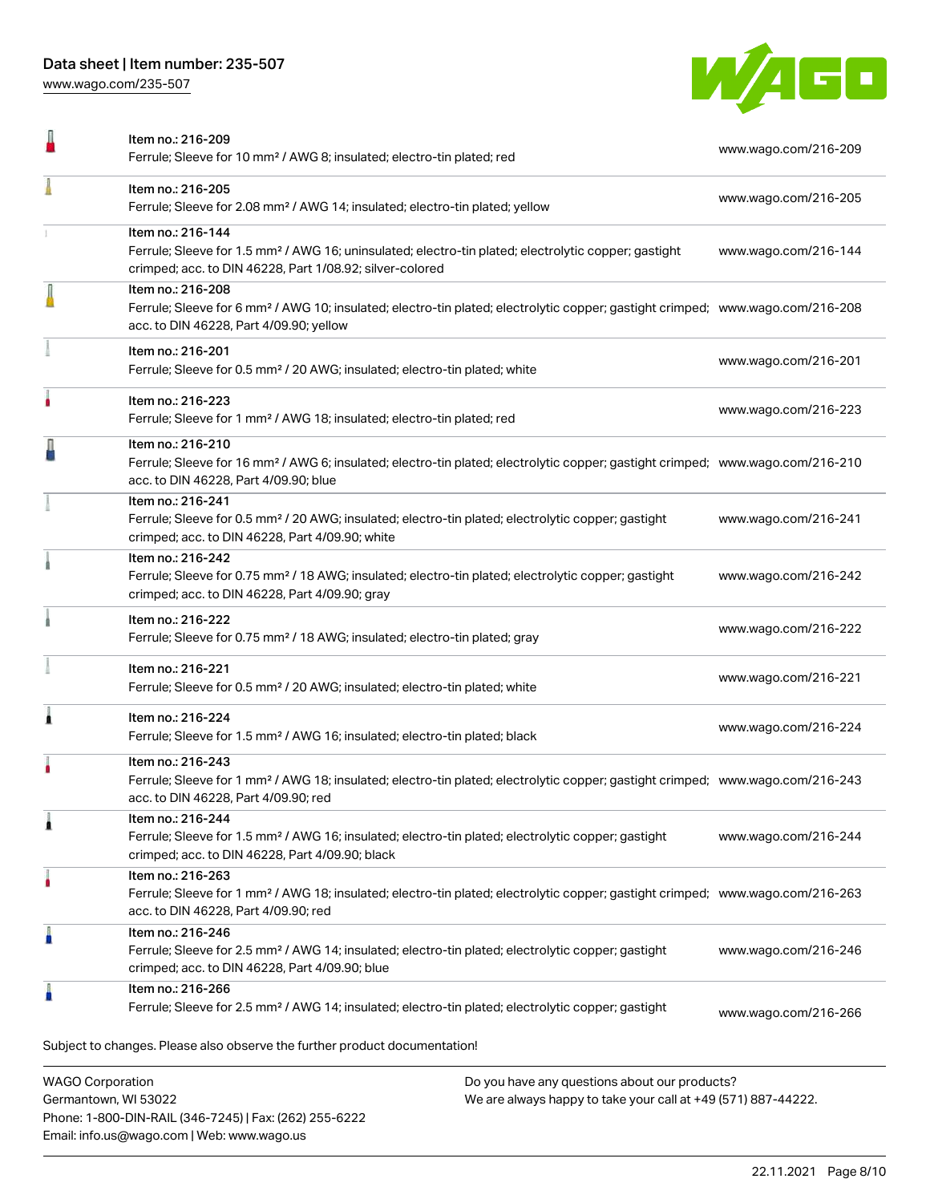| Item | Description | Link |
| --- | --- | --- |
| Item no.: 216-209 | Ferrule; Sleeve for 10 mm² / AWG 8; insulated; electro-tin plated; red | www.wago.com/216-209 |
| Item no.: 216-205 | Ferrule; Sleeve for 2.08 mm² / AWG 14; insulated; electro-tin plated; yellow | www.wago.com/216-205 |
| Item no.: 216-144 | Ferrule; Sleeve for 1.5 mm² / AWG 16; uninsulated; electro-tin plated; electrolytic copper; gastight crimped; acc. to DIN 46228, Part 1/08.92; silver-colored | www.wago.com/216-144 |
| Item no.: 216-208 | Ferrule; Sleeve for 6 mm² / AWG 10; insulated; electro-tin plated; electrolytic copper; gastight crimped; acc. to DIN 46228, Part 4/09.90; yellow | www.wago.com/216-208 |
| Item no.: 216-201 | Ferrule; Sleeve for 0.5 mm² / 20 AWG; insulated; electro-tin plated; white | www.wago.com/216-201 |
| Item no.: 216-223 | Ferrule; Sleeve for 1 mm² / AWG 18; insulated; electro-tin plated; red | www.wago.com/216-223 |
| Item no.: 216-210 | Ferrule; Sleeve for 16 mm² / AWG 6; insulated; electro-tin plated; electrolytic copper; gastight crimped; acc. to DIN 46228, Part 4/09.90; blue | www.wago.com/216-210 |
| Item no.: 216-241 | Ferrule; Sleeve for 0.5 mm² / 20 AWG; insulated; electro-tin plated; electrolytic copper; gastight crimped; acc. to DIN 46228, Part 4/09.90; white | www.wago.com/216-241 |
| Item no.: 216-242 | Ferrule; Sleeve for 0.75 mm² / 18 AWG; insulated; electro-tin plated; electrolytic copper; gastight crimped; acc. to DIN 46228, Part 4/09.90; gray | www.wago.com/216-242 |
| Item no.: 216-222 | Ferrule; Sleeve for 0.75 mm² / 18 AWG; insulated; electro-tin plated; gray | www.wago.com/216-222 |
| Item no.: 216-221 | Ferrule; Sleeve for 0.5 mm² / 20 AWG; insulated; electro-tin plated; white | www.wago.com/216-221 |
| Item no.: 216-224 | Ferrule; Sleeve for 1.5 mm² / AWG 16; insulated; electro-tin plated; black | www.wago.com/216-224 |
| Item no.: 216-243 | Ferrule; Sleeve for 1 mm² / AWG 18; insulated; electro-tin plated; electrolytic copper; gastight crimped; acc. to DIN 46228, Part 4/09.90; red | www.wago.com/216-243 |
| Item no.: 216-244 | Ferrule; Sleeve for 1.5 mm² / AWG 16; insulated; electro-tin plated; electrolytic copper; gastight crimped; acc. to DIN 46228, Part 4/09.90; black | www.wago.com/216-244 |
| Item no.: 216-263 | Ferrule; Sleeve for 1 mm² / AWG 18; insulated; electro-tin plated; electrolytic copper; gastight crimped; acc. to DIN 46228, Part 4/09.90; red | www.wago.com/216-263 |
| Item no.: 216-246 | Ferrule; Sleeve for 2.5 mm² / AWG 14; insulated; electro-tin plated; electrolytic copper; gastight crimped; acc. to DIN 46228, Part 4/09.90; blue | www.wago.com/216-246 |
| Item no.: 216-266 | Ferrule; Sleeve for 2.5 mm² / AWG 14; insulated; electro-tin plated; electrolytic copper; gastight | www.wago.com/216-266 |

Subject to changes. Please also observe the further product documentation!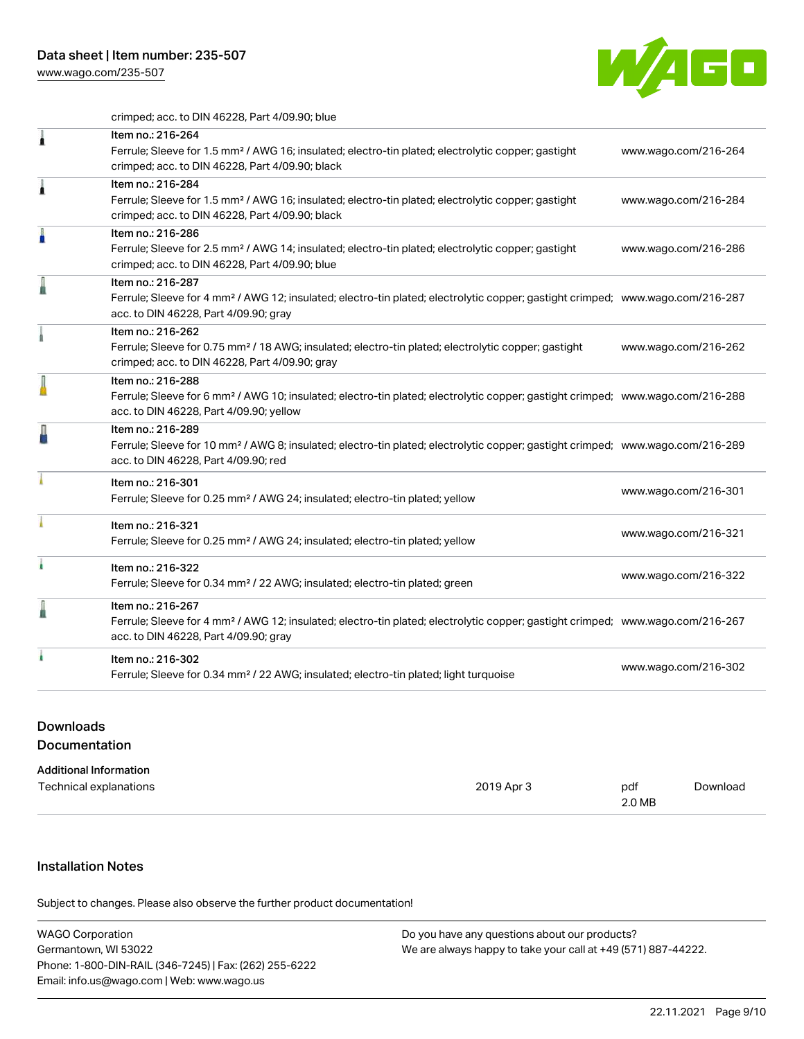crimped; acc. to DIN 46228, Part 4/09.90; blue

| | Item | Link |
|---|---|---|
| | Item no.: 216-264<br>Ferrule; Sleeve for 1.5 mm² / AWG 16; insulated; electro-tin plated; electrolytic copper; gastight crimped; acc. to DIN 46228, Part 4/09.90; black | www.wago.com/216-264 |
| | Item no.: 216-284<br>Ferrule; Sleeve for 1.5 mm² / AWG 16; insulated; electro-tin plated; electrolytic copper; gastight crimped; acc. to DIN 46228, Part 4/09.90; black | www.wago.com/216-284 |
| | Item no.: 216-286<br>Ferrule; Sleeve for 2.5 mm² / AWG 14; insulated; electro-tin plated; electrolytic copper; gastight crimped; acc. to DIN 46228, Part 4/09.90; blue | www.wago.com/216-286 |
| | Item no.: 216-287<br>Ferrule; Sleeve for 4 mm² / AWG 12; insulated; electro-tin plated; electrolytic copper; gastight crimped; acc. to DIN 46228, Part 4/09.90; gray | www.wago.com/216-287 |
| | Item no.: 216-262<br>Ferrule; Sleeve for 0.75 mm² / 18 AWG; insulated; electro-tin plated; electrolytic copper; gastight crimped; acc. to DIN 46228, Part 4/09.90; gray | www.wago.com/216-262 |
| | Item no.: 216-288<br>Ferrule; Sleeve for 6 mm² / AWG 10; insulated; electro-tin plated; electrolytic copper; gastight crimped; acc. to DIN 46228, Part 4/09.90; yellow | www.wago.com/216-288 |
| | Item no.: 216-289<br>Ferrule; Sleeve for 10 mm² / AWG 8; insulated; electro-tin plated; electrolytic copper; gastight crimped; acc. to DIN 46228, Part 4/09.90; red | www.wago.com/216-289 |
| | Item no.: 216-301<br>Ferrule; Sleeve for 0.25 mm² / AWG 24; insulated; electro-tin plated; yellow | www.wago.com/216-301 |
| | Item no.: 216-321<br>Ferrule; Sleeve for 0.25 mm² / AWG 24; insulated; electro-tin plated; yellow | www.wago.com/216-321 |
| | Item no.: 216-322<br>Ferrule; Sleeve for 0.34 mm² / 22 AWG; insulated; electro-tin plated; green | www.wago.com/216-322 |
| | Item no.: 216-267<br>Ferrule; Sleeve for 4 mm² / AWG 12; insulated; electro-tin plated; electrolytic copper; gastight crimped; acc. to DIN 46228, Part 4/09.90; gray | www.wago.com/216-267 |
| | Item no.: 216-302<br>Ferrule; Sleeve for 0.34 mm² / 22 AWG; insulated; electro-tin plated; light turquoise | www.wago.com/216-302 |

## Downloads

## Documentation

**Additional Information**

| | | | |
|---|---|---|---|
| Technical explanations | 2019 Apr 3 | pdf<br>2.0 MB | Download |

## Installation Notes

Subject to changes. Please also observe the further product documentation!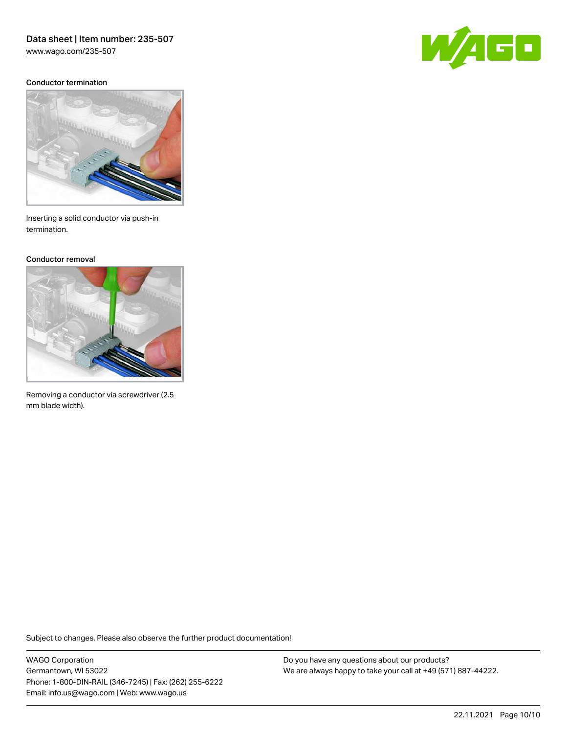### Conductor termination

Inserting a solid conductor via push-in termination.

### Conductor removal

Removing a conductor via screwdriver (2.5 mm blade width).

Subject to changes. Please also observe the further product documentation!

WAGO Corporation
Germantown, WI 53022
Phone: 1-800-DIN-RAIL (346-7245) | Fax: (262) 255-6222
Email: info.us@wago.com | Web: www.wago.us

Do you have any questions about our products?
We are always happy to take your call at +49 (571) 887-44222.